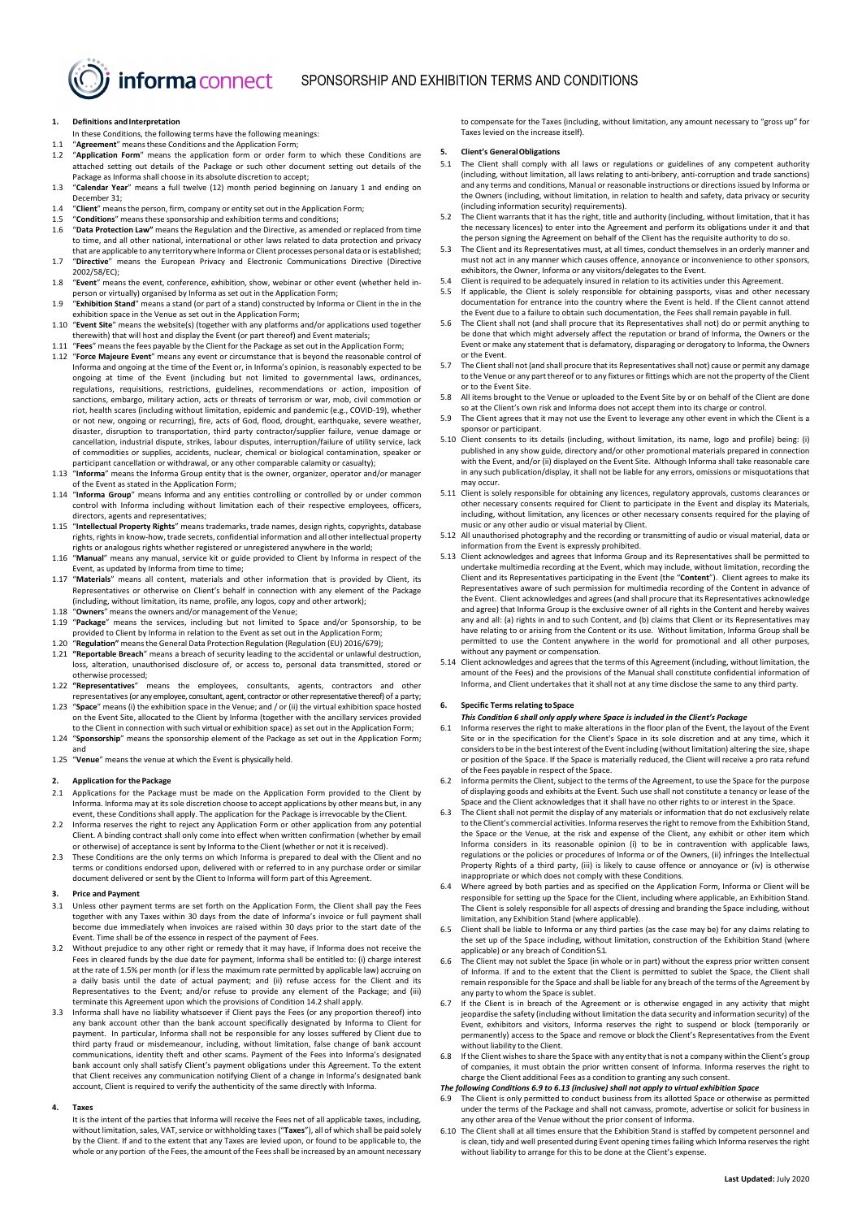# SPONSORSHIP AND EXHIBITION TERMS AND CONDITIONS

## 1. Definitions and Interpretation

In these Conditions, the following terms have the following meanings:

1.1 "**Agreement**" means these Conditions and the Application Form;

1.2 "**Application Form**" means the application form or order form to which these Conditions are attached setting out details of the Package or such other document setting out details of the Package as Informa shall choose in its absolute discretion to accept;

1.3 "**Calendar Year**" means a full twelve (12) month period beginning on January 1 and ending on December 31;

1.4 "**Client**" means the person, firm, company or entity set out in the Application Form;

1.5 "**Conditions**" means these sponsorship and exhibition terms and conditions;

1.6 "**Data Protection Law"** means the Regulation and the Directive, as amended or replaced from time to time, and all other national, international or other laws related to data protection and privacy that are applicable to any territory where Informa or Client processes personal data or is established;

1.7 "**Directive**" means the European Privacy and Electronic Communications Directive (Directive 2002/58/EC);

1.8 "**Event**" means the event, conference, exhibition, show, webinar or other event (whether held in-person or virtually) organised by Informa as set out in the Application Form;

1.9 "**Exhibition Stand**" means a stand (or part of a stand) constructed by Informa or Client in the in the exhibition space in the Venue as set out in the Application Form;

1.10 "**Event Site**" means the website(s) (together with any platforms and/or applications used together therewith) that will host and display the Event (or part thereof) and Event materials;

1.11 "**Fees**" means the fees payable by the Client for the Package as set out in the Application Form;

1.12 "**Force Majeure Event**" means any event or circumstance that is beyond the reasonable control of Informa and ongoing at the time of the Event or, in Informa's opinion, is reasonably expected to be ongoing at time of the Event (including but not limited to governmental laws, ordinances, regulations, requisitions, restrictions, guidelines, recommendations or action, imposition of sanctions, embargo, military action, acts or threats of terrorism or war, mob, civil commotion or riot, health scares (including without limitation, epidemic and pandemic (e.g., COVID-19), whether or not new, ongoing or recurring), fire, acts of God, flood, drought, earthquake, severe weather, disaster, disruption to transportation, third party contractor/supplier failure, venue damage or cancellation, industrial dispute, strikes, labour disputes, interruption/failure of utility service, lack of commodities or supplies, accidents, nuclear, chemical or biological contamination, speaker or participant cancellation or withdrawal, or any other comparable calamity or casualty);

1.13 "**Informa**" means the Informa Group entity that is the owner, organizer, operator and/or manager of the Event as stated in the Application Form;

1.14 "**Informa Group**" means Informa and any entities controlling or controlled by or under common control with Informa including without limitation each of their respective employees, officers, directors, agents and representatives;

1.15 "**Intellectual Property Rights**" means trademarks, trade names, design rights, copyrights, database rights, rights in know-how, trade secrets, confidential information and all other intellectual property rights or analogous rights whether registered or unregistered anywhere in the world;

1.16 "**Manual**" means any manual, service kit or guide provided to Client by Informa in respect of the Event, as updated by Informa from time to time;

1.17 "**Materials**" means all content, materials and other information that is provided by Client, its Representatives or otherwise on Client's behalf in connection with any element of the Package (including, without limitation, its name, profile, any logos, copy and other artwork);

1.18 "**Owners**" means the owners and/or management of the Venue;

1.19 "**Package**" means the services, including but not limited to Space and/or Sponsorship, to be provided to Client by Informa in relation to the Event as set out in the Application Form;

1.20 "**Regulation"** means the General Data Protection Regulation (Regulation (EU) 2016/679);

1.21 **"Reportable Breach**" means a breach of security leading to the accidental or unlawful destruction, loss, alteration, unauthorised disclosure of, or access to, personal data transmitted, stored or otherwise processed;

1.22 **"Representatives**" means the employees, consultants, agents, contractors and other representatives (or any employee, consultant, agent, contractor or other representative thereof) of a party;

1.23 "**Space**" means (i) the exhibition space in the Venue; and / or (ii) the virtual exhibition space hosted on the Event Site, allocated to the Client by Informa (together with the ancillary services provided to the Client in connection with such virtual or exhibition space) as set out in the Application Form;

1.24 "**Sponsorship**" means the sponsorship element of the Package as set out in the Application Form; and

1.25 "**Venue**" means the venue at which the Event is physically held.

## 2. Application for the Package

2.1 Applications for the Package must be made on the Application Form provided to the Client by Informa. Informa may at its sole discretion choose to accept applications by other means but, in any event, these Conditions shall apply. The application for the Package is irrevocable by the Client.

2.2 Informa reserves the right to reject any Application Form or other application from any potential Client. A binding contract shall only come into effect when written confirmation (whether by email or otherwise) of acceptance is sent by Informa to the Client (whether or not it is received).

2.3 These Conditions are the only terms on which Informa is prepared to deal with the Client and no terms or conditions endorsed upon, delivered with or referred to in any purchase order or similar document delivered or sent by the Client to Informa will form part of this Agreement.

## 3. Price and Payment

3.1 Unless other payment terms are set forth on the Application Form, the Client shall pay the Fees together with any Taxes within 30 days from the date of Informa's invoice or full payment shall become due immediately when invoices are raised within 30 days prior to the start date of the Event. Time shall be of the essence in respect of the payment of Fees.

3.2 Without prejudice to any other right or remedy that it may have, if Informa does not receive the Fees in cleared funds by the due date for payment, Informa shall be entitled to: (i) charge interest at the rate of 1.5% per month (or if less the maximum rate permitted by applicable law) accruing on a daily basis until the date of actual payment; and (ii) refuse access for the Client and its Representatives to the Event; and/or refuse to provide any element of the Package; and (iii) terminate this Agreement upon which the provisions of Condition 14.2 shall apply.

3.3 Informa shall have no liability whatsoever if Client pays the Fees (or any proportion thereof) into any bank account other than the bank account specifically designated by Informa to Client for payment. In particular, Informa shall not be responsible for any losses suffered by Client due to third party fraud or misdemeanour, including, without limitation, false change of bank account communications, identity theft and other scams. Payment of the Fees into Informa's designated bank account only shall satisfy Client's payment obligations under this Agreement. To the extent that Client receives any communication notifying Client of a change in Informa's designated bank account, Client is required to verify the authenticity of the same directly with Informa.

## 4. Taxes

It is the intent of the parties that Informa will receive the Fees net of all applicable taxes, including, without limitation, sales, VAT, service or withholding taxes ("**Taxes**"), all of which shall be paid solely by the Client. If and to the extent that any Taxes are levied upon, or found to be applicable to, the whole or any portion of the Fees, the amount of the Fees shall be increased by an amount necessary to compensate for the Taxes (including, without limitation, any amount necessary to "gross up" for Taxes levied on the increase itself).

## 5. Client's General Obligations

5.1 The Client shall comply with all laws or regulations or guidelines of any competent authority (including, without limitation, all laws relating to anti-bribery, anti-corruption and trade sanctions) and any terms and conditions, Manual or reasonable instructions or directions issued by Informa or the Owners (including, without limitation, in relation to health and safety, data privacy or security (including information security) requirements).

5.2 The Client warrants that it has the right, title and authority (including, without limitation, that it has the necessary licences) to enter into the Agreement and perform its obligations under it and that the person signing the Agreement on behalf of the Client has the requisite authority to do so.

5.3 The Client and its Representatives must, at all times, conduct themselves in an orderly manner and must not act in any manner which causes offence, annoyance or inconvenience to other sponsors, exhibitors, the Owner, Informa or any visitors/delegates to the Event.

5.4 Client is required to be adequately insured in relation to its activities under this Agreement.

5.5 If applicable, the Client is solely responsible for obtaining passports, visas and other necessary documentation for entrance into the country where the Event is held. If the Client cannot attend the Event due to a failure to obtain such documentation, the Fees shall remain payable in full.

5.6 The Client shall not (and shall procure that its Representatives shall not) do or permit anything to be done that which might adversely affect the reputation or brand of Informa, the Owners or the Event or make any statement that is defamatory, disparaging or derogatory to Informa, the Owners or the Event.

5.7 The Client shall not (and shall procure that its Representatives shall not) cause or permit any damage to the Venue or any part thereof or to any fixtures or fittings which are not the property of the Client or to the Event Site.

5.8 All items brought to the Venue or uploaded to the Event Site by or on behalf of the Client are done so at the Client's own risk and Informa does not accept them into its charge or control.

5.9 The Client agrees that it may not use the Event to leverage any other event in which the Client is a sponsor or participant.

5.10 Client consents to its details (including, without limitation, its name, logo and profile) being: (i) published in any show guide, directory and/or other promotional materials prepared in connection with the Event, and/or (ii) displayed on the Event Site. Although Informa shall take reasonable care in any such publication/display, it shall not be liable for any errors, omissions or misquotations that may occur.

5.11 Client is solely responsible for obtaining any licences, regulatory approvals, customs clearances or other necessary consents required for Client to participate in the Event and display its Materials, including, without limitation, any licences or other necessary consents required for the playing of music or any other audio or visual material by Client.

5.12 All unauthorised photography and the recording or transmitting of audio or visual material, data or information from the Event is expressly prohibited.

5.13 Client acknowledges and agrees that Informa Group and its Representatives shall be permitted to undertake multimedia recording at the Event, which may include, without limitation, recording the Client and its Representatives participating in the Event (the "**Content**"). Client agrees to make its Representatives aware of such permission for multimedia recording of the Content in advance of the Event. Client acknowledges and agrees (and shall procure that its Representatives acknowledge and agree) that Informa Group is the exclusive owner of all rights in the Content and hereby waives any and all: (a) rights in and to such Content, and (b) claims that Client or its Representatives may have relating to or arising from the Content or its use. Without limitation, Informa Group shall be permitted to use the Content anywhere in the world for promotional and all other purposes, without any payment or compensation.

5.14 Client acknowledges and agrees that the terms of this Agreement (including, without limitation, the amount of the Fees) and the provisions of the Manual shall constitute confidential information of Informa, and Client undertakes that it shall not at any time disclose the same to any third party.

## 6. Specific Terms relating to Space

***This Condition 6 shall only apply where Space is included in the Client's Package***

6.1 Informa reserves the right to make alterations in the floor plan of the Event, the layout of the Event Site or in the specification for the Client's Space in its sole discretion and at any time, which it considers to be in the best interest of the Event including (without limitation) altering the size, shape or position of the Space. If the Space is materially reduced, the Client will receive a pro rata refund of the Fees payable in respect of the Space.

6.2 Informa permits the Client, subject to the terms of the Agreement, to use the Space for the purpose of displaying goods and exhibits at the Event. Such use shall not constitute a tenancy or lease of the Space and the Client acknowledges that it shall have no other rights to or interest in the Space.

6.3 The Client shall not permit the display of any materials or information that do not exclusively relate to the Client's commercial activities. Informa reserves the right to remove from the Exhibition Stand, the Space or the Venue, at the risk and expense of the Client, any exhibit or other item which Informa considers in its reasonable opinion (i) to be in contravention with applicable laws, regulations or the policies or procedures of Informa or of the Owners, (ii) infringes the Intellectual Property Rights of a third party, (iii) is likely to cause offence or annoyance or (iv) is otherwise inappropriate or which does not comply with these Conditions.

6.4 Where agreed by both parties and as specified on the Application Form, Informa or Client will be responsible for setting up the Space for the Client, including where applicable, an Exhibition Stand. The Client is solely responsible for all aspects of dressing and branding the Space including, without limitation, any Exhibition Stand (where applicable).

6.5 Client shall be liable to Informa or any third parties (as the case may be) for any claims relating to the set up of the Space including, without limitation, construction of the Exhibition Stand (where applicable) or any breach of Condition 5.1.

6.6 The Client may not sublet the Space (in whole or in part) without the express prior written consent of Informa. If and to the extent that the Client is permitted to sublet the Space, the Client shall remain responsible for the Space and shall be liable for any breach of the terms of the Agreement by any party to whom the Space is sublet.

6.7 If the Client is in breach of the Agreement or is otherwise engaged in any activity that might jeopardise the safety (including without limitation the data security and information security) of the Event, exhibitors and visitors, Informa reserves the right to suspend or block (temporarily or permanently) access to the Space and remove or block the Client's Representatives from the Event without liability to the Client.

6.8 If the Client wishes to share the Space with any entity that is not a company within the Client's group of companies, it must obtain the prior written consent of Informa. Informa reserves the right to charge the Client additional Fees as a condition to granting any such consent.

***The following Conditions 6.9 to 6.13 (inclusive) shall not apply to virtual exhibition Space***

6.9 The Client is only permitted to conduct business from its allotted Space or otherwise as permitted under the terms of the Package and shall not canvass, promote, advertise or solicit for business in any other area of the Venue without the prior consent of Informa.

6.10 The Client shall at all times ensure that the Exhibition Stand is staffed by competent personnel and is clean, tidy and well presented during Event opening times failing which Informa reserves the right without liability to arrange for this to be done at the Client's expense.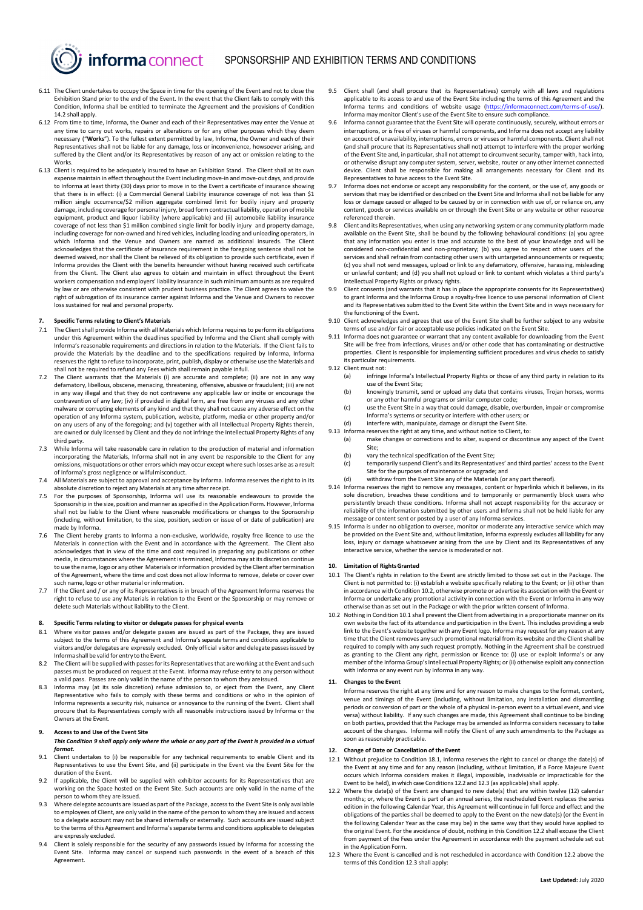6.11 The Client undertakes to occupy the Space in time for the opening of the Event and not to close the Exhibition Stand prior to the end of the Event. In the event that the Client fails to comply with this Condition, Informa shall be entitled to terminate the Agreement and the provisions of Condition 14.2 shall apply.

6.12 From time to time, Informa, the Owner and each of their Representatives may enter the Venue at any time to carry out works, repairs or alterations or for any other purposes which they deem necessary ("**Works**"). To the fullest extent permitted by law, Informa, the Owner and each of their Representatives shall not be liable for any damage, loss or inconvenience, howsoever arising, and suffered by the Client and/or its Representatives by reason of any act or omission relating to the Works.

6.13 Client is required to be adequately insured to have an Exhibition Stand. The Client shall at its own expense maintain in effect throughout the Event including move-in and move-out days, and provide to Informa at least thirty (30) days prior to move in to the Event a certificate of insurance showing that there is in effect: (i) a Commercial General Liability insurance coverage of not less than $1 million single occurrence/$2 million aggregate combined limit for bodily injury and property damage, including coverage for personal injury, broad form contractual liability, operation of mobile equipment, product and liquor liability (where applicable) and (ii) automobile liability insurance coverage of not less than $1 million combined single limit for bodily injury and property damage, including coverage for non-owned and hired vehicles, including loading and unloading operators, in which Informa and the Venue and Owners are named as additional insureds. The Client acknowledges that the certificate of insurance requirement in the foregoing sentence shall not be deemed waived, nor shall the Client be relieved of its obligation to provide such certificate, even if Informa provides the Client with the benefits hereunder without having received such certificate from the Client. The Client also agrees to obtain and maintain in effect throughout the Event workers compensation and employers' liability insurance in such minimum amounts as are required by law or are otherwise consistent with prudent business practice. The Client agrees to waive the right of subrogation of its insurance carrier against Informa and the Venue and Owners to recover loss sustained for real and personal property.

**7. Specific Terms relating to Client's Materials**

7.1 The Client shall provide Informa with all Materials which Informa requires to perform its obligations under this Agreement within the deadlines specified by Informa and the Client shall comply with Informa's reasonable requirements and directions in relation to the Materials. If the Client fails to provide the Materials by the deadline and to the specifications required by Informa, Informa reserves the right to refuse to incorporate, print, publish, display or otherwise use the Materials and shall not be required to refund any Fees which shall remain payable in full.

7.2 The Client warrants that the Materials (i) are accurate and complete; (ii) are not in any way defamatory, libellous, obscene, menacing, threatening, offensive, abusive or fraudulent; (iii) are not in any way illegal and that they do not contravene any applicable law or incite or encourage the contravention of any law; (iv) if provided in digital form, are free from any viruses and any other malware or corrupting elements of any kind and that they shall not cause any adverse effect on the operation of any Informa system, publication, website, platform, media or other property and/or on any users of any of the foregoing; and (v) together with all Intellectual Property Rights therein, are owned or duly licensed by Client and they do not infringe the Intellectual Property Rights of any third party.

7.3 While Informa will take reasonable care in relation to the production of material and information incorporating the Materials, Informa shall not in any event be responsible to the Client for any omissions, misquotations or other errors which may occur except where such losses arise as a result of Informa's gross negligence or wilful misconduct.

7.4 All Materials are subject to approval and acceptance by Informa. Informa reserves the right to in its absolute discretion to reject any Materials at any time after receipt.

7.5 For the purposes of Sponsorship, Informa will use its reasonable endeavours to provide the Sponsorship in the size, position and manner as specified in the Application Form. However, Informa shall not be liable to the Client where reasonable modifications or changes to the Sponsorship (including, without limitation, to the size, position, section or issue of or date of publication) are made by Informa.

7.6 The Client hereby grants to Informa a non-exclusive, worldwide, royalty free licence to use the Materials in connection with the Event and in accordance with the Agreement. The Client also acknowledges that in view of the time and cost required in preparing any publications or other media, in circumstances where the Agreement is terminated, Informa may at its discretion continue to use the name, logo or any other Materials or information provided by the Client after termination of the Agreement, where the time and cost does not allow Informa to remove, delete or cover over such name, logo or other material or information.

7.7 If the Client and / or any of its Representatives is in breach of the Agreement Informa reserves the right to refuse to use any Materials in relation to the Event or the Sponsorship or may remove or delete such Materials without liability to the Client.

**8. Specific Terms relating to visitor or delegate passes for physical events**

8.1 Where visitor passes and/or delegate passes are issued as part of the Package, they are issued subject to the terms of this Agreement and Informa's separate terms and conditions applicable to visitors and/or delegates are expressly excluded. Only official visitor and delegate passes issued by Informa shall be valid for entry to the Event.

8.2 The Client will be supplied with passes for its Representatives that are working at the Event and such passes must be produced on request at the Event. Informa may refuse entry to any person without a valid pass. Passes are only valid in the name of the person to whom they are issued.

8.3 Informa may (at its sole discretion) refuse admission to, or eject from the Event, any Client Representative who fails to comply with these terms and conditions or who in the opinion of Informa represents a security risk, nuisance or annoyance to the running of the Event. Client shall procure that its Representatives comply with all reasonable instructions issued by Informa or the Owners at the Event.

**9. Access to and Use of the Event Site**

***This Condition 9 shall apply only where the whole or any part of the Event is provided in a virtual format.***

9.1 Client undertakes to (i) be responsible for any technical requirements to enable Client and its Representatives to use the Event Site, and (ii) participate in the Event via the Event Site for the duration of the Event.

9.2 If applicable, the Client will be supplied with exhibitor accounts for its Representatives that are working on the Space hosted on the Event Site. Such accounts are only valid in the name of the person to whom they are issued.

9.3 Where delegate accounts are issued as part of the Package, access to the Event Site is only available to employees of Client, are only valid in the name of the person to whom they are issued and access to a delegate account may not be shared internally or externally. Such accounts are issued subject to the terms of this Agreement and Informa's separate terms and conditions applicable to delegates are expressly excluded.

9.4 Client is solely responsible for the security of any passwords issued by Informa for accessing the Event Site. Informa may cancel or suspend such passwords in the event of a breach of this Agreement.

9.5 Client shall (and shall procure that its Representatives) comply with all laws and regulations applicable to its access to and use of the Event Site including the terms of this Agreement and the Informa terms and conditions of website usage (https://informaconnect.com/terms-of-use/). Informa may monitor Client's use of the Event Site to ensure such compliance.

9.6 Informa cannot guarantee that the Event Site will operate continuously, securely, without errors or interruptions, or is free of viruses or harmful components, and Informa does not accept any liability on account of unavailability, interruptions, errors or viruses or harmful components. Client shall not (and shall procure that its Representatives shall not) attempt to interfere with the proper working of the Event Site and, in particular, shall not attempt to circumvent security, tamper with, hack into, or otherwise disrupt any computer system, server, website, router or any other internet connected device. Client shall be responsible for making all arrangements necessary for Client and its Representatives to have access to the Event Site.

9.7 Informa does not endorse or accept any responsibility for the content, or the use of, any goods or services that may be identified or described on the Event Site and Informa shall not be liable for any loss or damage caused or alleged to be caused by or in connection with use of, or reliance on, any content, goods or services available on or through the Event Site or any website or other resource referenced therein.

9.8 Client and its Representatives, when using any networking system or any community platform made available on the Event Site, shall be bound by the following behavioural conditions: (a) you agree that any information you enter is true and accurate to the best of your knowledge and will be considered non-confidential and non-proprietary; (b) you agree to respect other users of the services and shall refrain from contacting other users with untargeted announcements or requests; (c) you shall not send messages, upload or link to any defamatory, offensive, harassing, misleading or unlawful content; and (d) you shall not upload or link to content which violates a third party's Intellectual Property Rights or privacy rights.

9.9 Client consents (and warrants that it has in place the appropriate consents for its Representatives) to grant Informa and the Informa Group a royalty-free licence to use personal information of Client and its Representatives submitted to the Event Site within the Event Site and in ways necessary for the functioning of the Event.

9.10 Client acknowledges and agrees that use of the Event Site shall be further subject to any website terms of use and/or fair or acceptable use policies indicated on the Event Site.

9.11 Informa does not guarantee or warrant that any content available for downloading from the Event Site will be free from infections, viruses and/or other code that has contaminating or destructive properties. Client is responsible for implementing sufficient procedures and virus checks to satisfy its particular requirements.

9.12 Client must not:

(a) infringe Informa's Intellectual Property Rights or those of any third party in relation to its use of the Event Site;

(b) knowingly transmit, send or upload any data that contains viruses, Trojan horses, worms or any other harmful programs or similar computer code;

(c) use the Event Site in a way that could damage, disable, overburden, impair or compromise Informa's systems or security or interfere with other users; or

(d) interfere with, manipulate, damage or disrupt the Event Site.

9.13 Informa reserves the right at any time, and without notice to Client, to:

(a) make changes or corrections and to alter, suspend or discontinue any aspect of the Event Site;

(b) vary the technical specification of the Event Site;

(c) temporarily suspend Client's and its Representatives' and third parties' access to the Event Site for the purposes of maintenance or upgrade; and

(d) withdraw from the Event Site any of the Materials (or any part thereof).

9.14 Informa reserves the right to remove any messages, content or hyperlinks which it believes, in its sole discretion, breaches these conditions and to temporarily or permanently block users who persistently breach these conditions. Informa shall not accept responsibility for the accuracy or reliability of the information submitted by other users and Informa shall not be held liable for any message or content sent or posted by a user of any Informa services.

9.15 Informa is under no obligation to oversee, monitor or moderate any interactive service which may be provided on the Event Site and, without limitation, Informa expressly excludes all liability for any loss, injury or damage whatsoever arising from the use by Client and its Representatives of any interactive service, whether the service is moderated or not.

**10. Limitation of Rights Granted**

10.1 The Client's rights in relation to the Event are strictly limited to those set out in the Package. The Client is not permitted to: (i) establish a website specifically relating to the Event; or (ii) other than in accordance with Condition 10.2, otherwise promote or advertise its association with the Event or Informa or undertake any promotional activity in connection with the Event or Informa in any way otherwise than as set out in the Package or with the prior written consent of Informa.

10.2 Nothing in Condition 10.1 shall prevent the Client from advertising in a proportionate manner on its own website the fact of its attendance and participation in the Event. This includes providing a web link to the Event's website together with any Event logo. Informa may request for any reason at any time that the Client removes any such promotional material from its website and the Client shall be required to comply with any such request promptly. Nothing in the Agreement shall be construed as granting to the Client any right, permission or licence to: (i) use or exploit Informa's or any member of the Informa Group's Intellectual Property Rights; or (ii) otherwise exploit any connection with Informa or any event run by Informa in any way.

**11. Changes to the Event**

Informa reserves the right at any time and for any reason to make changes to the format, content, venue and timings of the Event (including, without limitation, any installation and dismantling periods or conversion of part or the whole of a physical in-person event to a virtual event, and vice versa) without liability. If any such changes are made, this Agreement shall continue to be binding on both parties, provided that the Package may be amended as Informa considers necessary to take account of the changes. Informa will notify the Client of any such amendments to the Package as soon as reasonably practicable.

**12. Change of Date or Cancellation of the Event**

12.1 Without prejudice to Condition 18.1, Informa reserves the right to cancel or change the date(s) of the Event at any time and for any reason (including, without limitation, if a Force Majeure Event occurs which Informa considers makes it illegal, impossible, inadvisable or impracticable for the Event to be held), in which case Conditions 12.2 and 12.3 (as applicable) shall apply.

12.2 Where the date(s) of the Event are changed to new date(s) that are within twelve (12) calendar months; or, where the Event is part of an annual series, the rescheduled Event replaces the series edition in the following Calendar Year, this Agreement will continue in full force and effect and the obligations of the parties shall be deemed to apply to the Event on the new date(s) (or the Event in the following Calendar Year as the case may be) in the same way that they would have applied to the original Event. For the avoidance of doubt, nothing in this Condition 12.2 shall excuse the Client from payment of the Fees under the Agreement in accordance with the payment schedule set out in the Application Form.

12.3 Where the Event is cancelled and is not rescheduled in accordance with Condition 12.2 above the terms of this Condition 12.3 shall apply: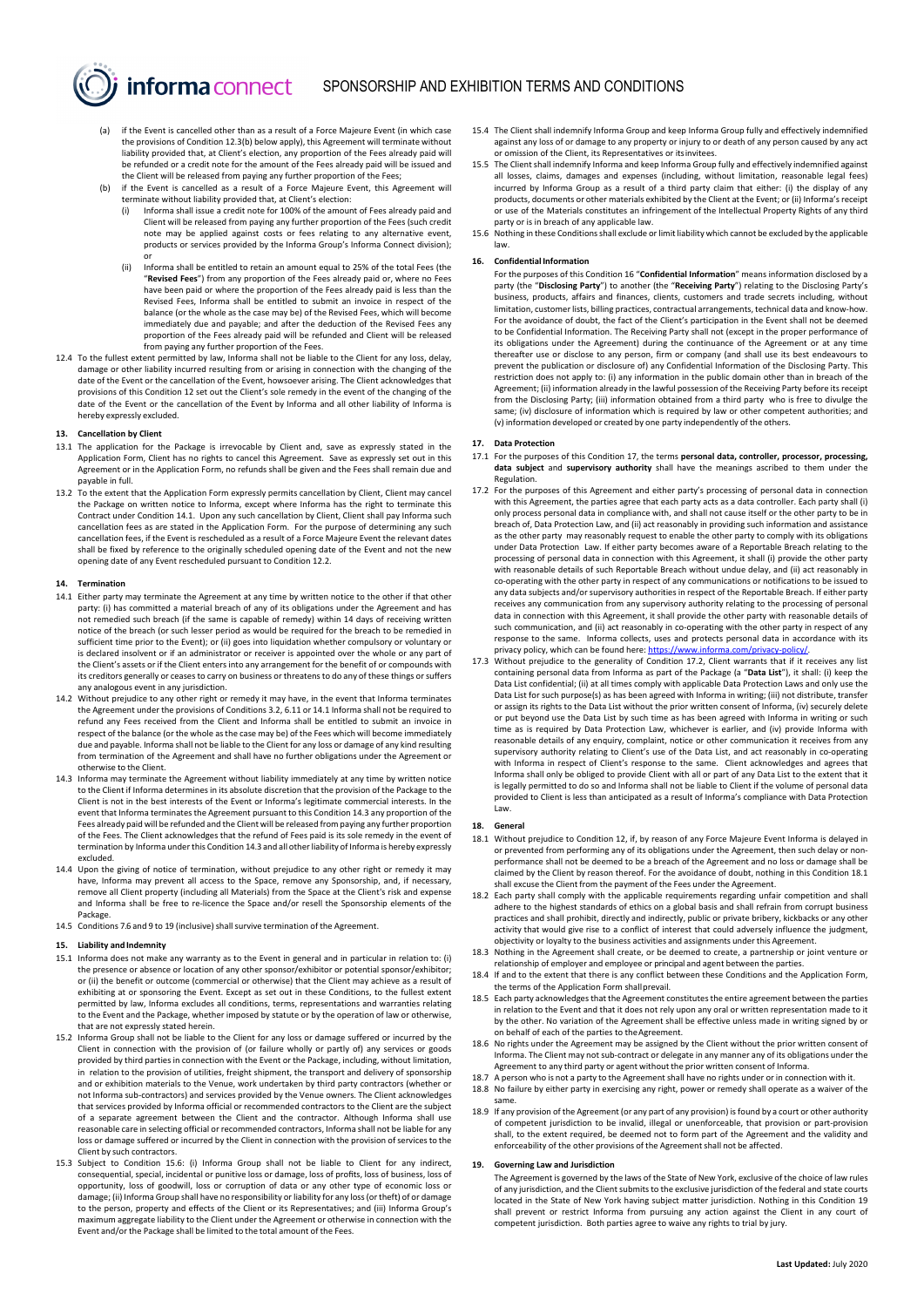(a) if the Event is cancelled other than as a result of a Force Majeure Event (in which case the provisions of Condition 12.3(b) below apply), this Agreement will terminate without liability provided that, at Client's election, any proportion of the Fees already paid will be refunded or a credit note for the amount of the Fees already paid will be issued and the Client will be released from paying any further proportion of the Fees;

(b) if the Event is cancelled as a result of a Force Majeure Event, this Agreement will terminate without liability provided that, at Client's election:

(i) Informa shall issue a credit note for 100% of the amount of Fees already paid and Client will be released from paying any further proportion of the Fees (such credit note may be applied against costs or fees relating to any alternative event, products or services provided by the Informa Group's Informa Connect division); or

(ii) Informa shall be entitled to retain an amount equal to 25% of the total Fees (the "**Revised Fees**") from any proportion of the Fees already paid or, where no Fees have been paid or where the proportion of the Fees already paid is less than the Revised Fees, Informa shall be entitled to submit an invoice in respect of the balance (or the whole as the case may be) of the Revised Fees, which will become immediately due and payable; and after the deduction of the Revised Fees any proportion of the Fees already paid will be refunded and Client will be released from paying any further proportion of the Fees.

12.4 To the fullest extent permitted by law, Informa shall not be liable to the Client for any loss, delay, damage or other liability incurred resulting from or arising in connection with the changing of the date of the Event or the cancellation of the Event, howsoever arising. The Client acknowledges that provisions of this Condition 12 set out the Client's sole remedy in the event of the changing of the date of the Event or the cancellation of the Event by Informa and all other liability of Informa is hereby expressly excluded.

### 13. Cancellation by Client

13.1 The application for the Package is irrevocable by Client and, save as expressly stated in the Application Form, Client has no rights to cancel this Agreement. Save as expressly set out in this Agreement or in the Application Form, no refunds shall be given and the Fees shall remain due and payable in full.

13.2 To the extent that the Application Form expressly permits cancellation by Client, Client may cancel the Package on written notice to Informa, except where Informa has the right to terminate this Contract under Condition 14.1. Upon any such cancellation by Client, Client shall pay Informa such cancellation fees as are stated in the Application Form. For the purpose of determining any such cancellation fees, if the Event is rescheduled as a result of a Force Majeure Event the relevant dates shall be fixed by reference to the originally scheduled opening date of the Event and not the new opening date of any Event rescheduled pursuant to Condition 12.2.

### 14. Termination

14.1 Either party may terminate the Agreement at any time by written notice to the other if that other party: (i) has committed a material breach of any of its obligations under the Agreement and has not remedied such breach (if the same is capable of remedy) within 14 days of receiving written notice of the breach (or such lesser period as would be required for the breach to be remedied in sufficient time prior to the Event); or (ii) goes into liquidation whether compulsory or voluntary or is declared insolvent or if an administrator or receiver is appointed over the whole or any part of the Client's assets or if the Client enters into any arrangement for the benefit of or compounds with its creditors generally or ceases to carry on business or threatens to do any of these things or suffers any analogous event in any jurisdiction.

14.2 Without prejudice to any other right or remedy it may have, in the event that Informa terminates the Agreement under the provisions of Conditions 3.2, 6.11 or 14.1 Informa shall not be required to refund any Fees received from the Client and Informa shall be entitled to submit an invoice in respect of the balance (or the whole as the case may be) of the Fees which will become immediately due and payable. Informa shall not be liable to the Client for any loss or damage of any kind resulting from termination of the Agreement and shall have no further obligations under the Agreement or otherwise to the Client.

14.3 Informa may terminate the Agreement without liability immediately at any time by written notice to the Client if Informa determines in its absolute discretion that the provision of the Package to the Client is not in the best interests of the Event or Informa's legitimate commercial interests. In the event that Informa terminates the Agreement pursuant to this Condition 14.3 any proportion of the Fees already paid will be refunded and the Client will be released from paying any further proportion of the Fees. The Client acknowledges that the refund of Fees paid is its sole remedy in the event of termination by Informa under this Condition 14.3 and all other liability of Informa is hereby expressly excluded.

14.4 Upon the giving of notice of termination, without prejudice to any other right or remedy it may have, Informa may prevent all access to the Space, remove any Sponsorship, and, if necessary, remove all Client property (including all Materials) from the Space at the Client's risk and expense and Informa shall be free to re-licence the Space and/or resell the Sponsorship elements of the Package.

14.5 Conditions 7.6 and 9 to 19 (inclusive) shall survive termination of the Agreement.

### 15. Liability and Indemnity

15.1 Informa does not make any warranty as to the Event in general and in particular in relation to: (i) the presence or absence or location of any other sponsor/exhibitor or potential sponsor/exhibitor; or (ii) the benefit or outcome (commercial or otherwise) that the Client may achieve as a result of exhibiting at or sponsoring the Event. Except as set out in these Conditions, to the fullest extent permitted by law, Informa excludes all conditions, terms, representations and warranties relating to the Event and the Package, whether imposed by statute or by the operation of law or otherwise, that are not expressly stated herein.

15.2 Informa Group shall not be liable to the Client for any loss or damage suffered or incurred by the Client in connection with the provision of (or failure wholly or partly of) any services or goods provided by third parties in connection with the Event or the Package, including, without limitation, in relation to the provision of utilities, freight shipment, the transport and delivery of sponsorship and or exhibition materials to the Venue, work undertaken by third party contractors (whether or not Informa sub-contractors) and services provided by the Venue owners. The Client acknowledges that services provided by Informa official or recommended contractors to the Client are the subject of a separate agreement between the Client and the contractor. Although Informa shall use reasonable care in selecting official or recommended contractors, Informa shall not be liable for any loss or damage suffered or incurred by the Client in connection with the provision of services to the Client by such contractors.

15.3 Subject to Condition 15.6: (i) Informa Group shall not be liable to Client for any indirect, consequential, special, incidental or punitive loss or damage, loss of profits, loss of business, loss of opportunity, loss of goodwill, loss or corruption of data or any other type of economic loss or damage; (ii) Informa Group shall have no responsibility or liability for any loss (or theft) of or damage to the person, property and effects of the Client or its Representatives; and (iii) Informa Group's maximum aggregate liability to the Client under the Agreement or otherwise in connection with the Event and/or the Package shall be limited to the total amount of the Fees.

15.4 The Client shall indemnify Informa Group and keep Informa Group fully and effectively indemnified against any loss of or damage to any property or injury to or death of any person caused by any act or omission of the Client, its Representatives or its invitees.

15.5 The Client shall indemnify Informa and keep Informa Group fully and effectively indemnified against all losses, claims, damages and expenses (including, without limitation, reasonable legal fees) incurred by Informa Group as a result of a third party claim that either: (i) the display of any products, documents or other materials exhibited by the Client at the Event; or (ii) Informa's receipt or use of the Materials constitutes an infringement of the Intellectual Property Rights of any third party or is in breach of any applicable law.

15.6 Nothing in these Conditions shall exclude or limit liability which cannot be excluded by the applicable law.

### 16. Confidential Information

For the purposes of this Condition 16 "**Confidential Information**" means information disclosed by a party (the "**Disclosing Party**") to another (the "**Receiving Party**") relating to the Disclosing Party's business, products, affairs and finances, clients, customers and trade secrets including, without limitation, customer lists, billing practices, contractual arrangements, technical data and know-how. For the avoidance of doubt, the fact of the Client's participation in the Event shall not be deemed to be Confidential Information. The Receiving Party shall not (except in the proper performance of its obligations under the Agreement) during the continuance of the Agreement or at any time thereafter use or disclose to any person, firm or company (and shall use its best endeavours to prevent the publication or disclosure of) any Confidential Information of the Disclosing Party. This restriction does not apply to: (i) any information in the public domain other than in breach of the Agreement; (ii) information already in the lawful possession of the Receiving Party before its receipt from the Disclosing Party; (iii) information obtained from a third party who is free to divulge the same; (iv) disclosure of information which is required by law or other competent authorities; and (v) information developed or created by one party independently of the others.

### 17. Data Protection

17.1 For the purposes of this Condition 17, the terms **personal data, controller, processor, processing, data subject** and **supervisory authority** shall have the meanings ascribed to them under the Regulation.

17.2 For the purposes of this Agreement and either party's processing of personal data in connection with this Agreement, the parties agree that each party acts as a data controller. Each party shall (i) only process personal data in compliance with, and shall not cause itself or the other party to be in breach of, Data Protection Law, and (ii) act reasonably in providing such information and assistance as the other party may reasonably request to enable the other party to comply with its obligations under Data Protection Law. If either party becomes aware of a Reportable Breach relating to the processing of personal data in connection with this Agreement, it shall (i) provide the other party with reasonable details of such Reportable Breach without undue delay, and (ii) act reasonably in co-operating with the other party in respect of any communications or notifications to be issued to any data subjects and/or supervisory authorities in respect of the Reportable Breach. If either party receives any communication from any supervisory authority relating to the processing of personal data in connection with this Agreement, it shall provide the other party with reasonable details of such communication, and (ii) act reasonably in co-operating with the other party in respect of any response to the same. Informa collects, uses and protects personal data in accordance with its privacy policy, which can be found here: https://www.informa.com/privacy-policy/.

17.3 Without prejudice to the generality of Condition 17.2, Client warrants that if it receives any list containing personal data from Informa as part of the Package (a "**Data List**"), it shall: (i) keep the Data List confidential; (ii) at all times comply with applicable Data Protection Laws and only use the Data List for such purpose(s) as has been agreed with Informa in writing; (iii) not distribute, transfer or assign its rights to the Data List without the prior written consent of Informa, (iv) securely delete or put beyond use the Data List by such time as has been agreed with Informa in writing or such time as is required by Data Protection Law, whichever is earlier, and (iv) provide Informa with reasonable details of any enquiry, complaint, notice or other communication it receives from any supervisory authority relating to Client's use of the Data List, and act reasonably in co-operating with Informa in respect of Client's response to the same. Client acknowledges and agrees that Informa shall only be obliged to provide Client with all or part of any Data List to the extent that it is legally permitted to do so and Informa shall not be liable to Client if the volume of personal data provided to Client is less than anticipated as a result of Informa's compliance with Data Protection Law.

### 18. General

18.1 Without prejudice to Condition 12, if, by reason of any Force Majeure Event Informa is delayed in or prevented from performing any of its obligations under the Agreement, then such delay or non-performance shall not be deemed to be a breach of the Agreement and no loss or damage shall be claimed by the Client by reason thereof. For the avoidance of doubt, nothing in this Condition 18.1 shall excuse the Client from the payment of the Fees under the Agreement.

18.2 Each party shall comply with the applicable requirements regarding unfair competition and shall adhere to the highest standards of ethics on a global basis and shall refrain from corrupt business practices and shall prohibit, directly and indirectly, public or private bribery, kickbacks or any other activity that would give rise to a conflict of interest that could adversely influence the judgment, objectivity or loyalty to the business activities and assignments under this Agreement.

18.3 Nothing in the Agreement shall create, or be deemed to create, a partnership or joint venture or relationship of employer and employee or principal and agent between the parties.

18.4 If and to the extent that there is any conflict between these Conditions and the Application Form, the terms of the Application Form shall prevail.

18.5 Each party acknowledges that the Agreement constitutes the entire agreement between the parties in relation to the Event and that it does not rely upon any oral or written representation made to it by the other. No variation of the Agreement shall be effective unless made in writing signed by or on behalf of each of the parties to the Agreement.

18.6 No rights under the Agreement may be assigned by the Client without the prior written consent of Informa. The Client may not sub-contract or delegate in any manner any of its obligations under the Agreement to any third party or agent without the prior written consent of Informa.

18.7 A person who is not a party to the Agreement shall have no rights under or in connection with it.

18.8 No failure by either party in exercising any right, power or remedy shall operate as a waiver of the same.

18.9 If any provision of the Agreement (or any part of any provision) is found by a court or other authority of competent jurisdiction to be invalid, illegal or unenforceable, that provision or part-provision shall, to the extent required, be deemed not to form part of the Agreement and the validity and enforceability of the other provisions of the Agreement shall not be affected.

### 19. Governing Law and Jurisdiction

The Agreement is governed by the laws of the State of New York, exclusive of the choice of law rules of any jurisdiction, and the Client submits to the exclusive jurisdiction of the federal and state courts located in the State of New York having subject matter jurisdiction. Nothing in this Condition 19 shall prevent or restrict Informa from pursuing any action against the Client in any court of competent jurisdiction. Both parties agree to waive any rights to trial by jury.

**Last Updated:** July 2020